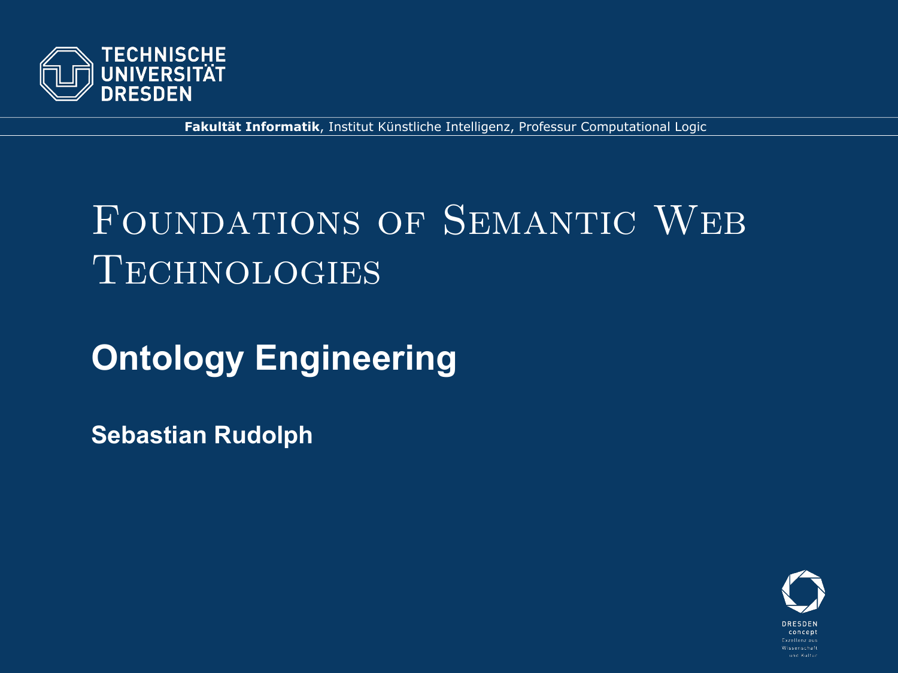TECHNISCHE UNIVERSITÄT DRESDEN

**Fakultät Informatik**, Institut Künstliche Intelligenz, Professur Computational Logic

# Foundations of Semantic Web Technologies

## Ontology Engineering

**Sebastian Rudolph**

DRESDEN concept
Exzellenz aus Wissenschaft und Kultur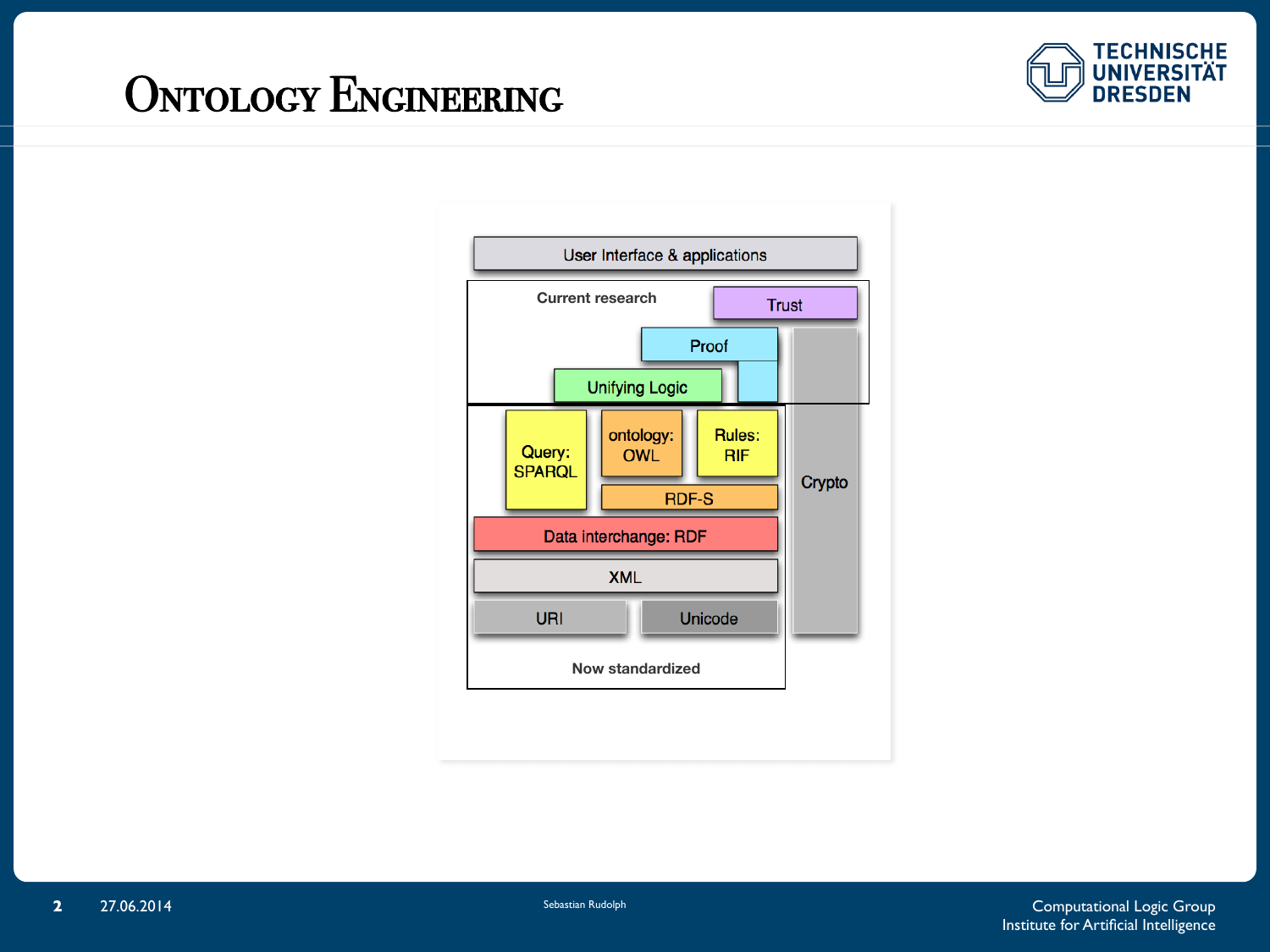# Ontology Engineering

User Interface & applications

Current research

Trust

Proof

Unifying Logic

Crypto

Query: SPARQL

ontology: OWL

Rules: RIF

RDF-S

Data interchange: RDF

XML

URI

Unicode

Now standardized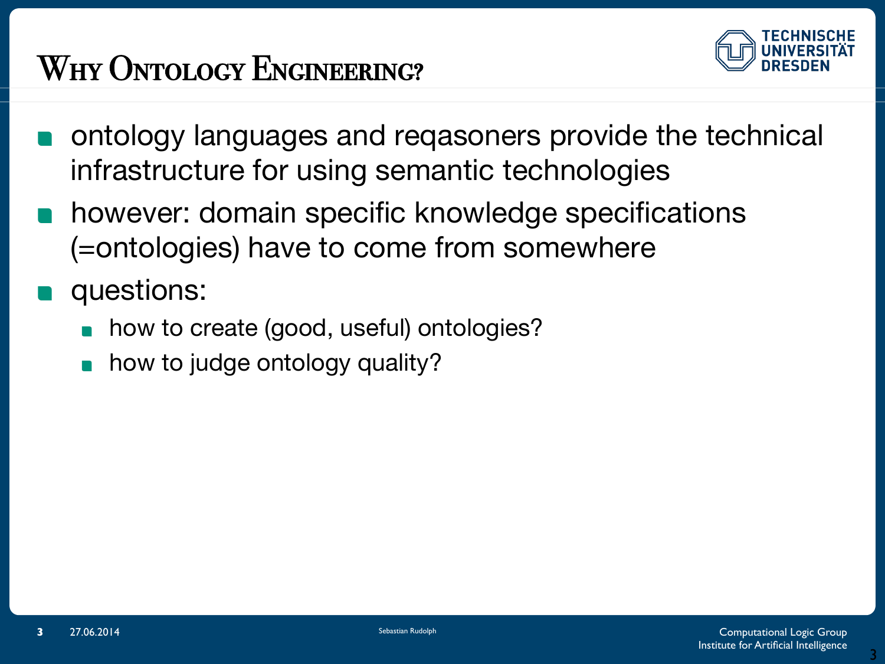# Why Ontology Engineering?

- ontology languages and reqasoners provide the technical infrastructure for using semantic technologies
- however: domain specific knowledge specifications (=ontologies) have to come from somewhere
- questions:
  - how to create (good, useful) ontologies?
  - how to judge ontology quality?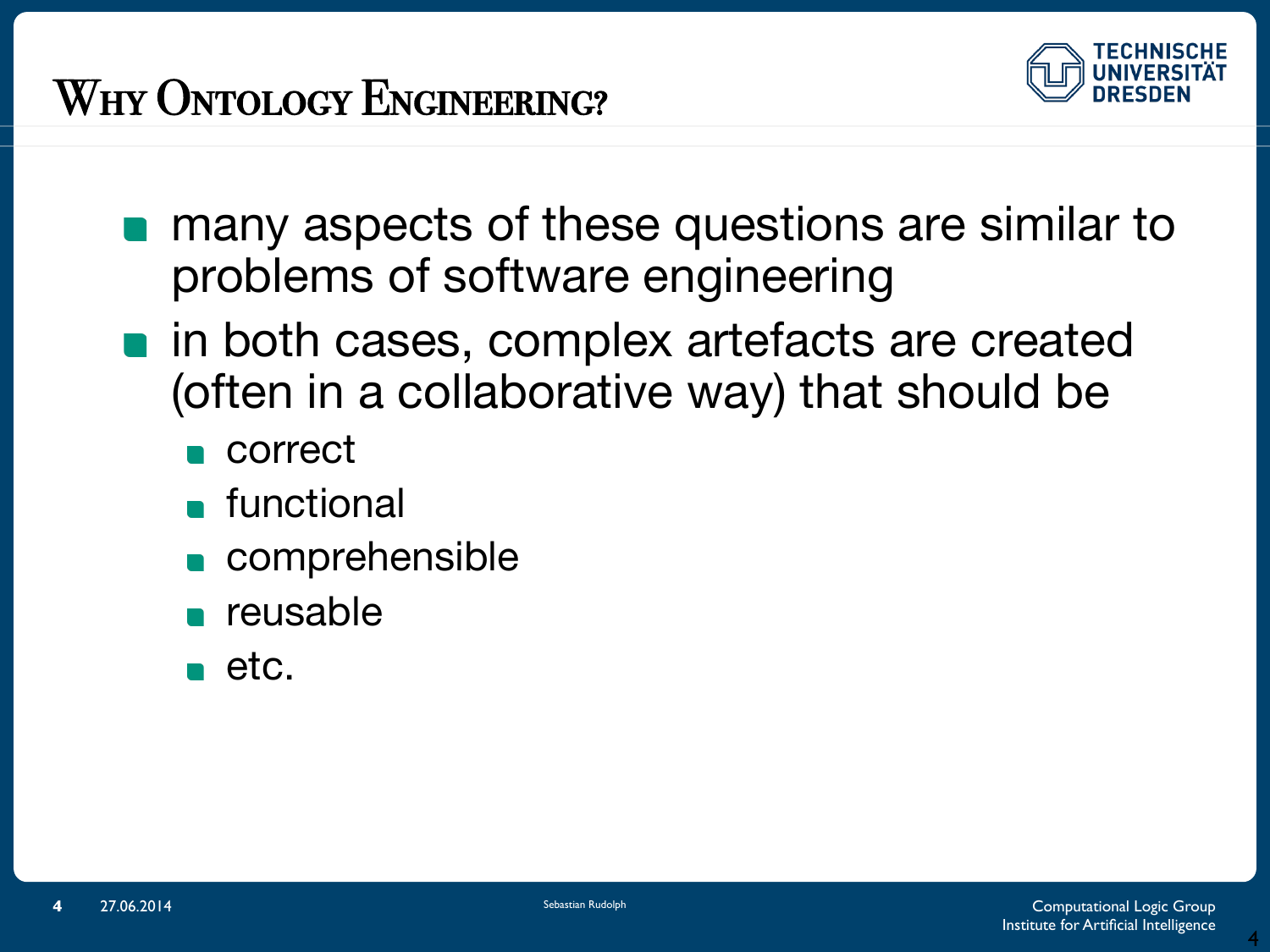# Why Ontology Engineering?

- many aspects of these questions are similar to problems of software engineering
- in both cases, complex artefacts are created (often in a collaborative way) that should be
  - correct
  - functional
  - comprehensible
  - reusable
  - etc.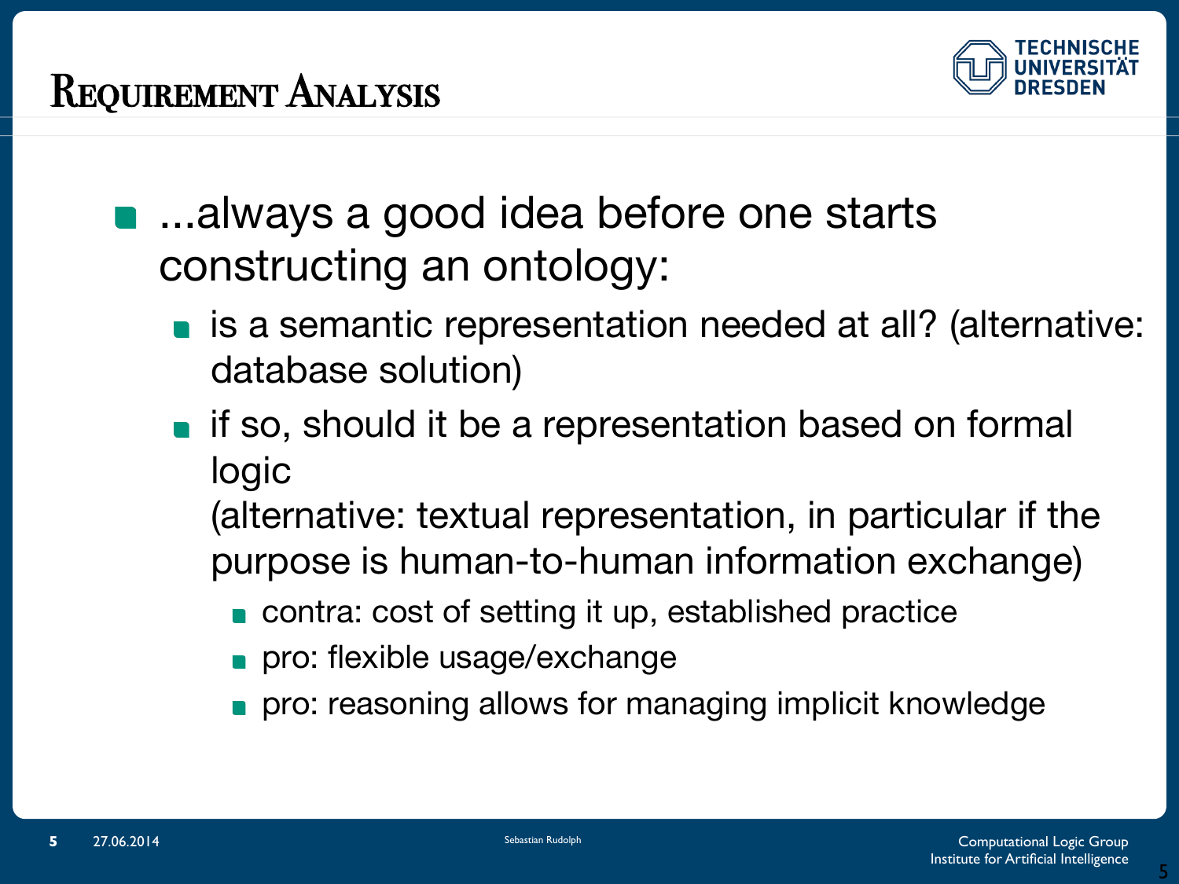# Requirement Analysis

- ...always a good idea before one starts constructing an ontology:
  - is a semantic representation needed at all? (alternative: database solution)
  - if so, should it be a representation based on formal logic
    (alternative: textual representation, in particular if the purpose is human-to-human information exchange)
    - contra: cost of setting it up, established practice
    - pro: flexible usage/exchange
    - pro: reasoning allows for managing implicit knowledge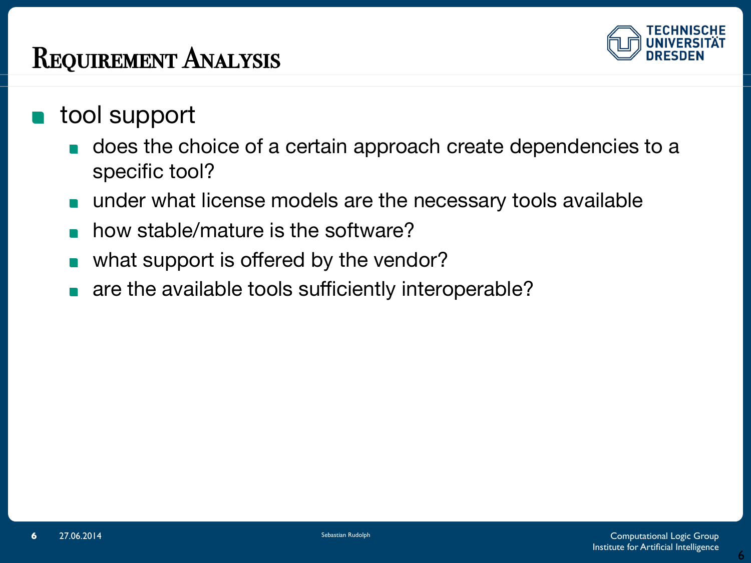# Requirement Analysis

- tool support
  - does the choice of a certain approach create dependencies to a specific tool?
  - under what license models are the necessary tools available
  - how stable/mature is the software?
  - what support is offered by the vendor?
  - are the available tools sufficiently interoperable?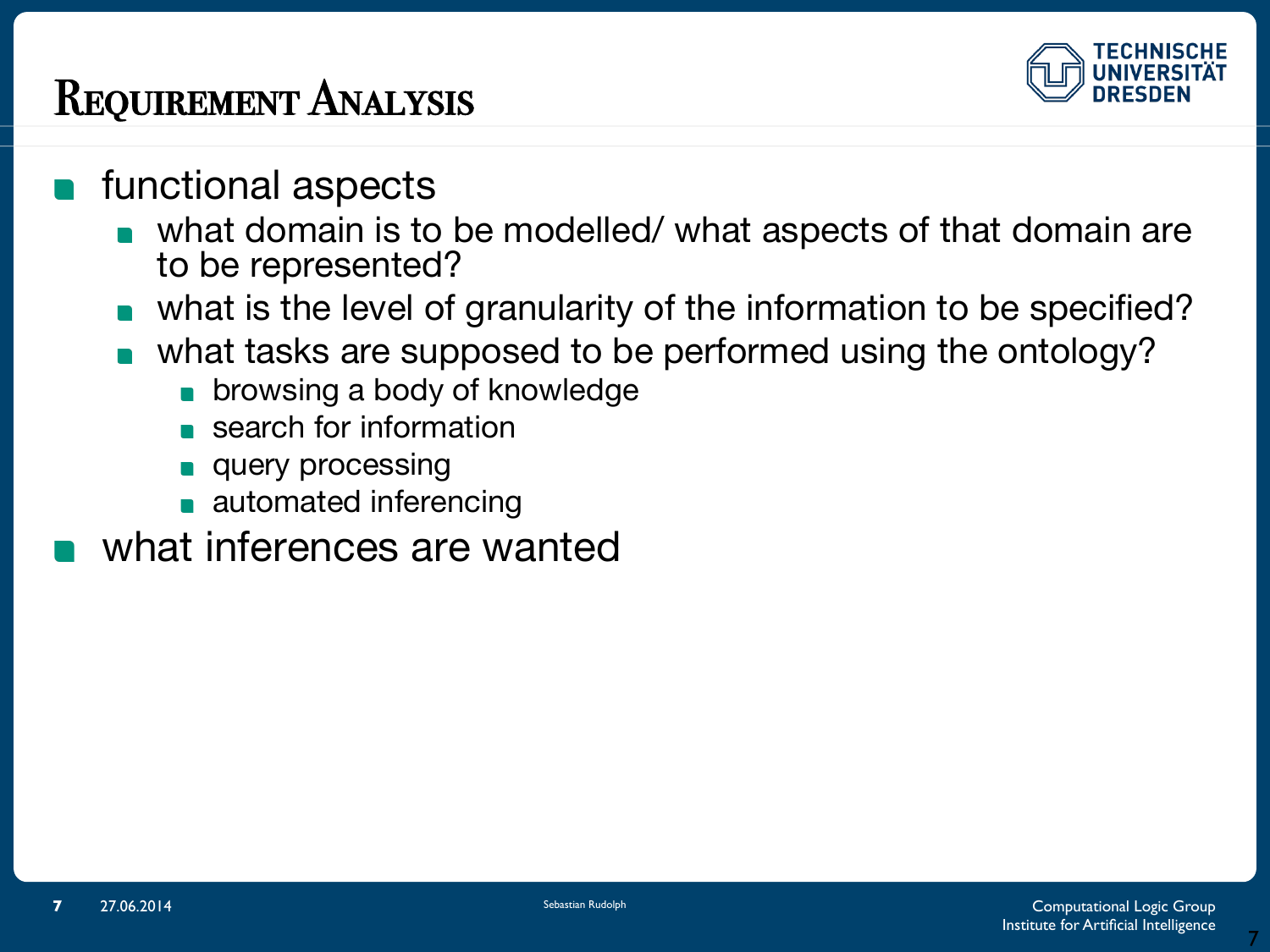# Requirement Analysis

- functional aspects
  - what domain is to be modelled/ what aspects of that domain are to be represented?
  - what is the level of granularity of the information to be specified?
  - what tasks are supposed to be performed using the ontology?
    - browsing a body of knowledge
    - search for information
    - query processing
    - automated inferencing
- what inferences are wanted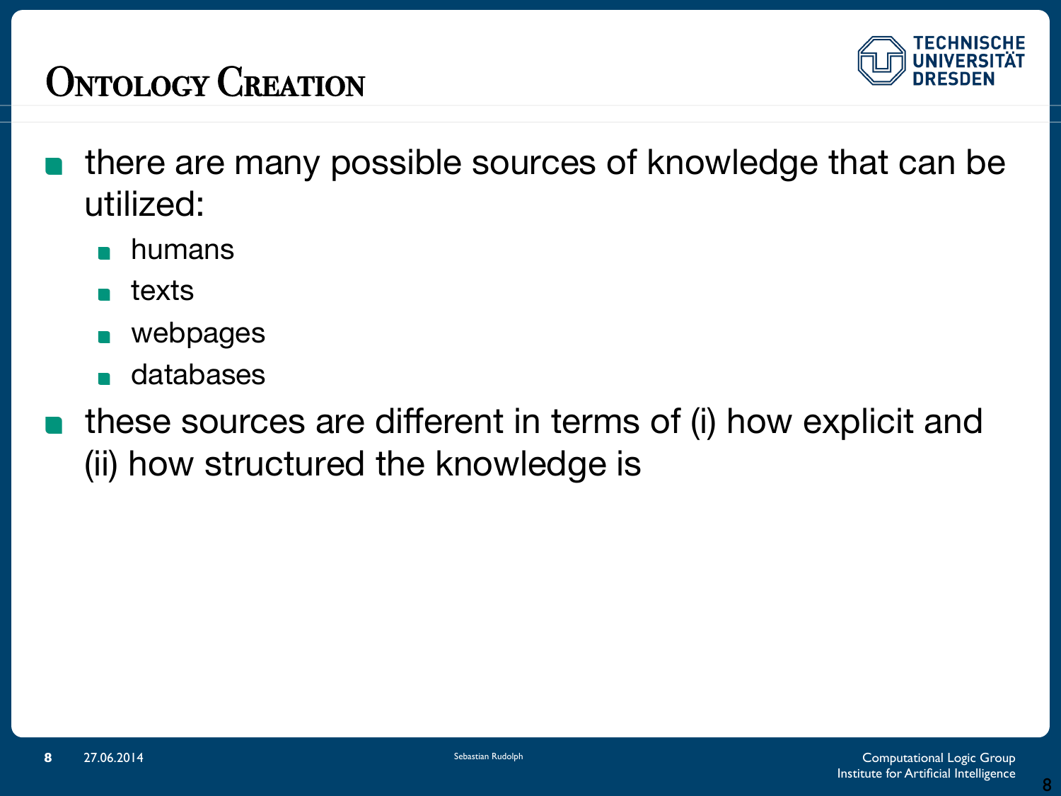# Ontology Creation

- there are many possible sources of knowledge that can be utilized:
  - humans
  - texts
  - webpages
  - databases
- these sources are different in terms of (i) how explicit and (ii) how structured the knowledge is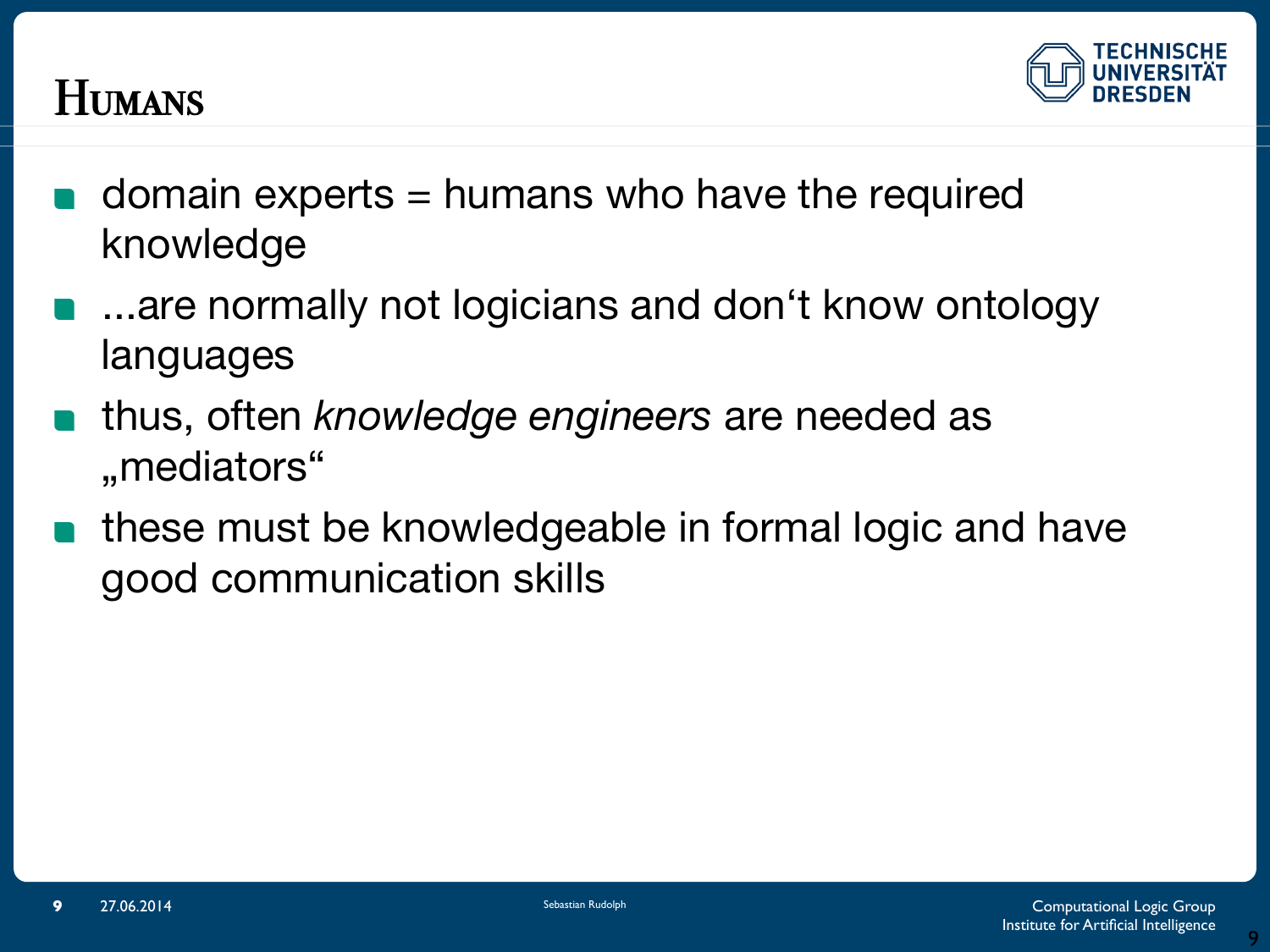# Humans

- domain experts = humans who have the required knowledge
- ...are normally not logicians and don‘t know ontology languages
- thus, often *knowledge engineers* are needed as „mediators“
- these must be knowledgeable in formal logic and have good communication skills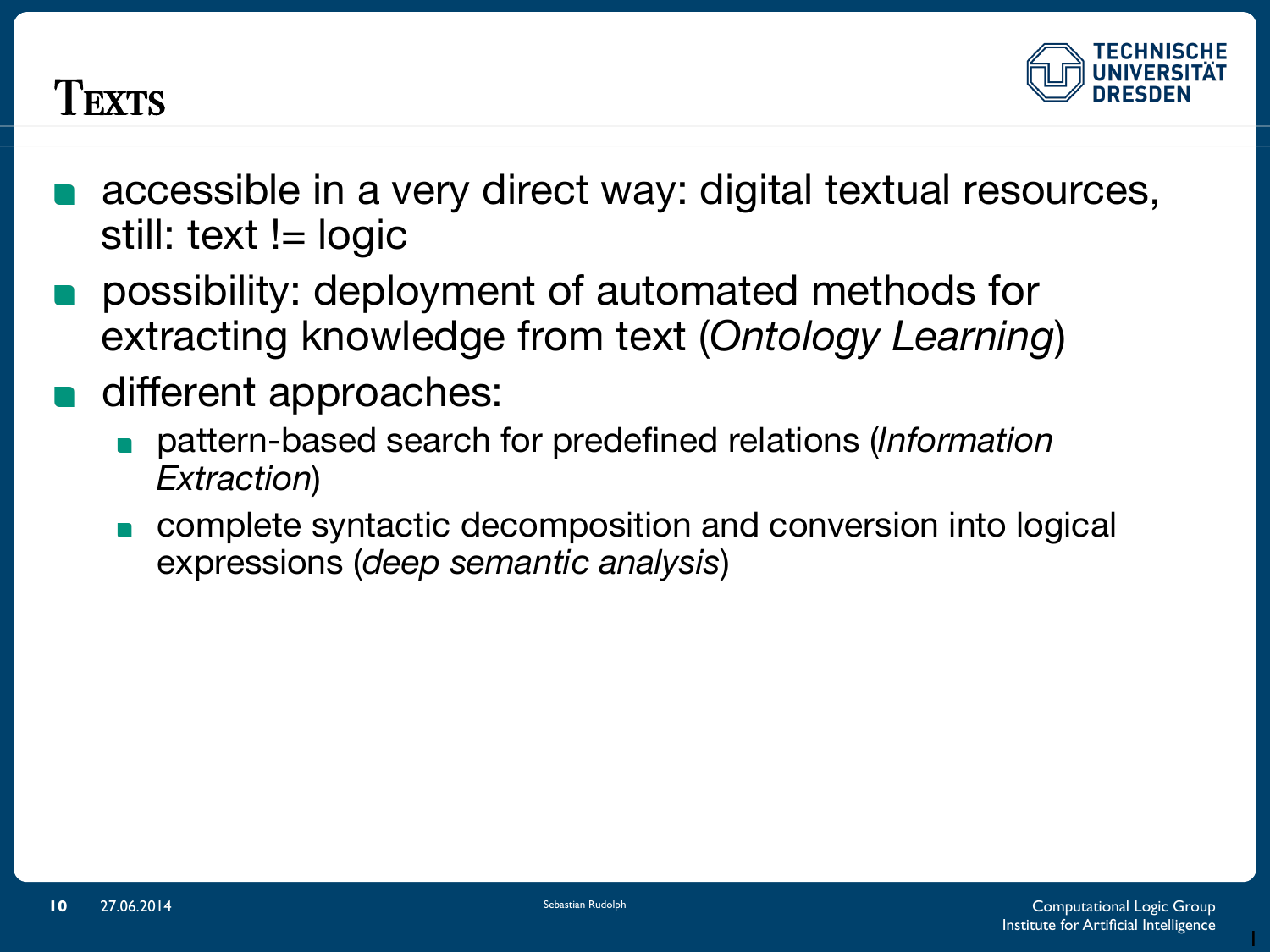# Texts

- accessible in a very direct way: digital textual resources, still: text != logic
- possibility: deployment of automated methods for extracting knowledge from text (*Ontology Learning*)
- different approaches:
  - pattern-based search for predefined relations (*Information Extraction*)
  - complete syntactic decomposition and conversion into logical expressions (*deep semantic analysis*)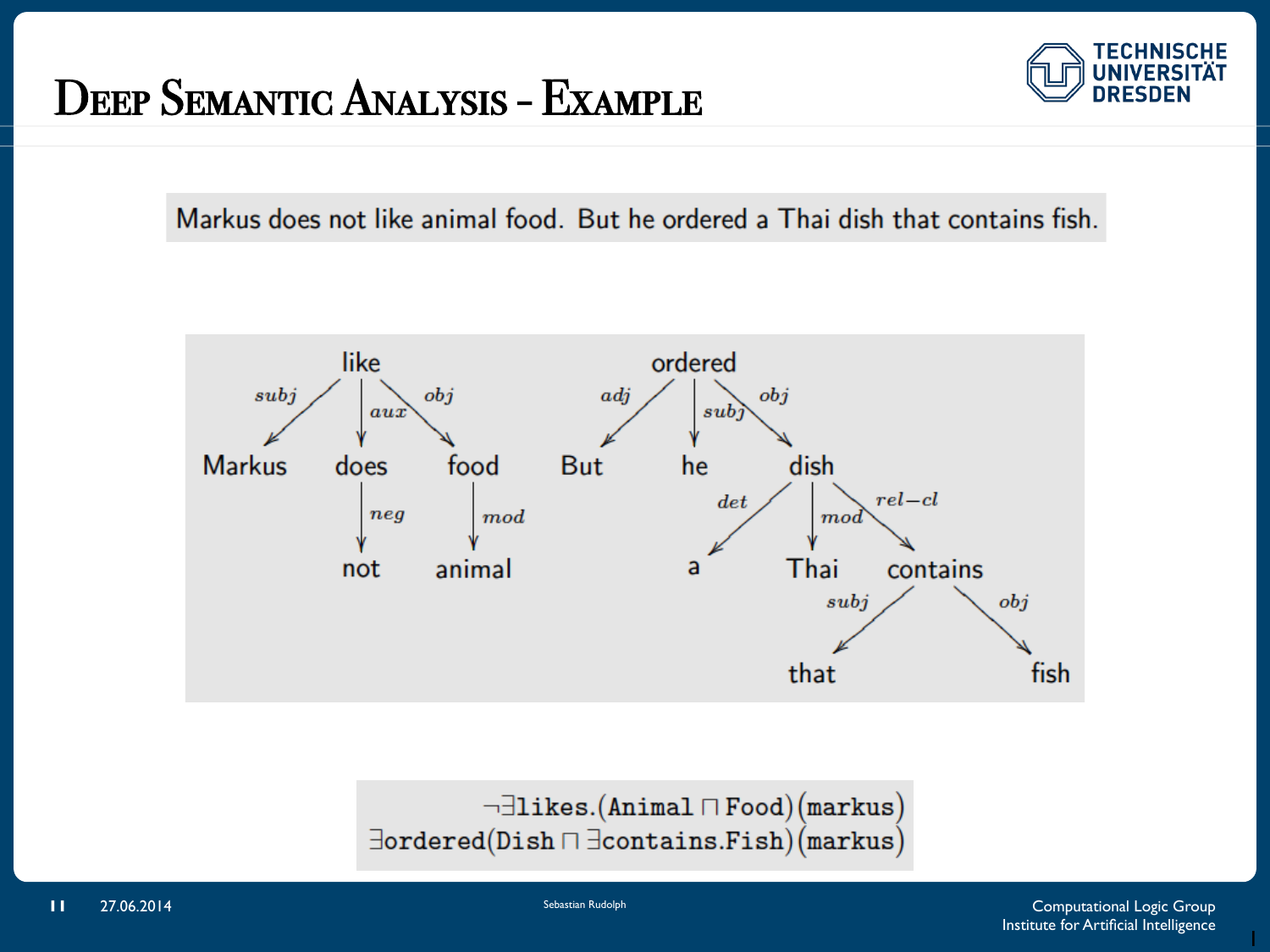# Deep Semantic Analysis - Example

Markus does not like animal food. But he ordered a Thai dish that contains fish.

```
            like                              ordered
     subj /  | aux \ obj              adj /   | subj \ obj
   Markus   does    food              But     he     dish
             | neg    | mod                    det /  | mod \ rel-cl
            not     animal                      a   Thai   contains
                                                        subj /    \ obj
                                                         that      fish
```

$$\neg\exists \texttt{likes}.(\texttt{Animal} \sqcap \texttt{Food})(\texttt{markus})$$
$$\exists \texttt{ordered}(\texttt{Dish} \sqcap \exists \texttt{contains}.\texttt{Fish})(\texttt{markus})$$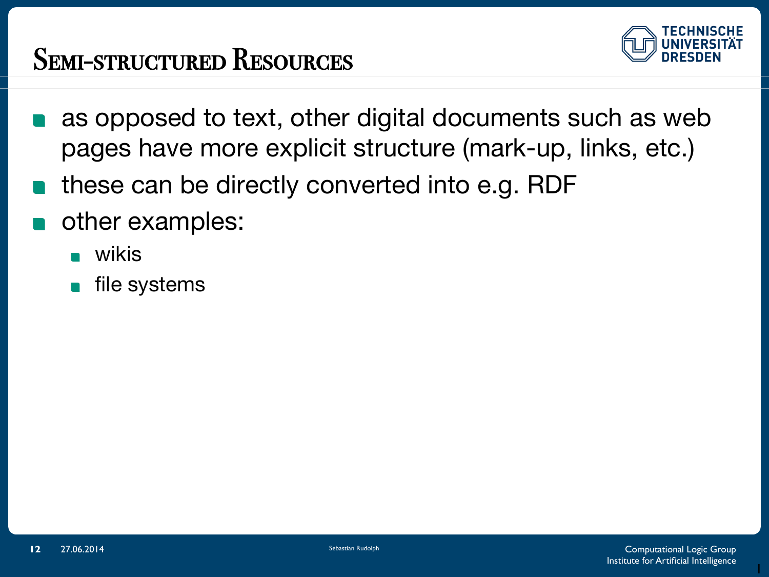# Semi-structured Resources

- as opposed to text, other digital documents such as web pages have more explicit structure (mark-up, links, etc.)
- these can be directly converted into e.g. RDF
- other examples:
  - wikis
  - file systems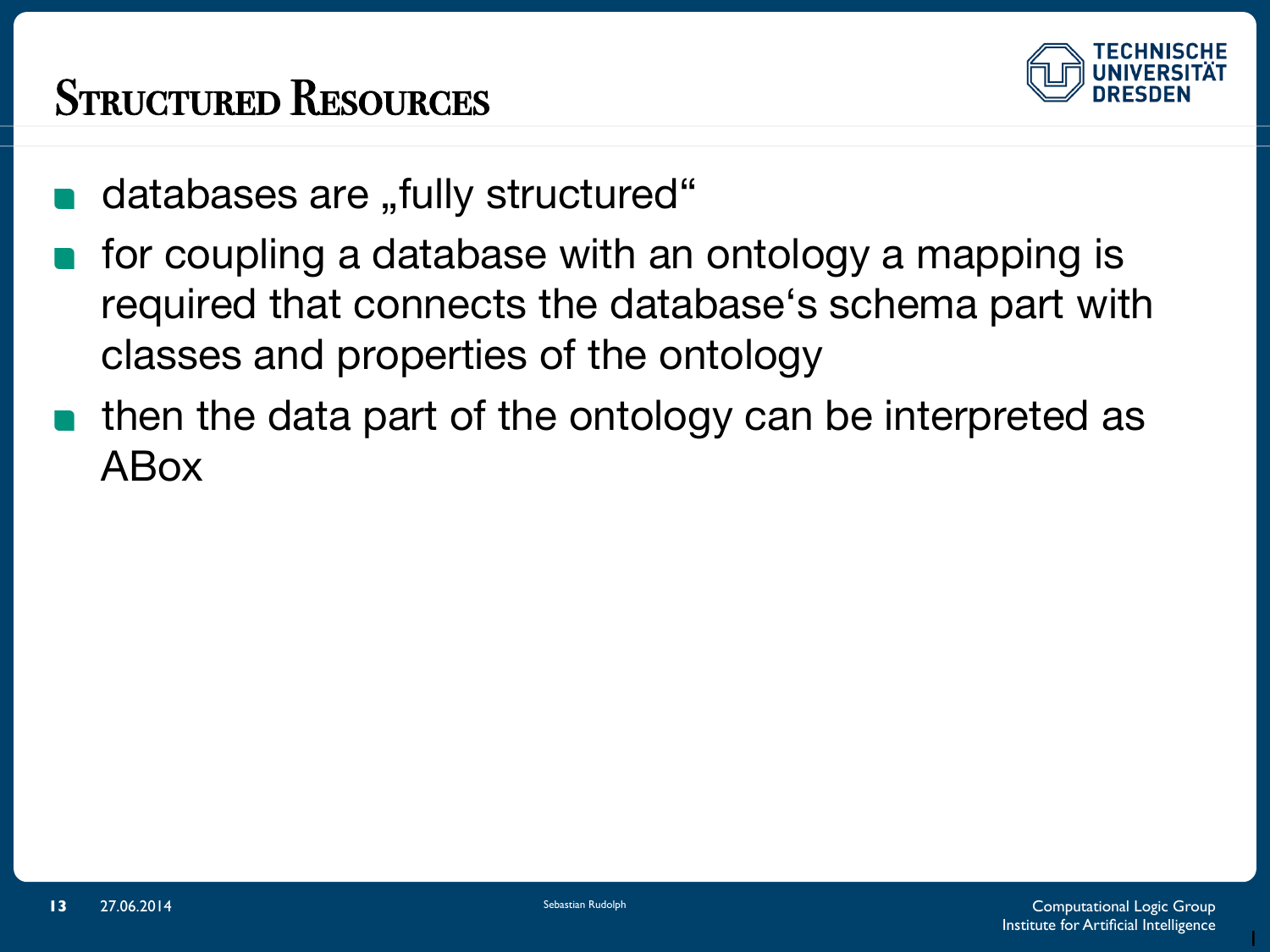# Structured Resources

- databases are „fully structured“
- for coupling a database with an ontology a mapping is required that connects the database‘s schema part with classes and properties of the ontology
- then the data part of the ontology can be interpreted as ABox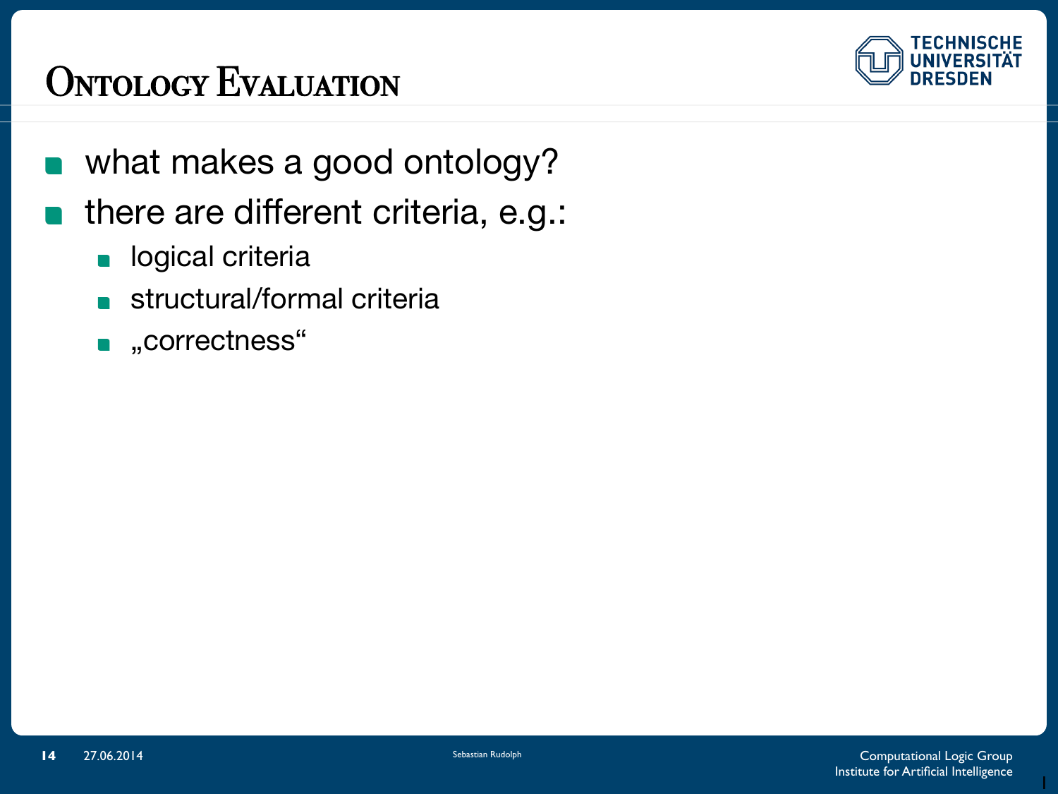# Ontology Evaluation

- what makes a good ontology?
- there are different criteria, e.g.:
  - logical criteria
  - structural/formal criteria
  - „correctness“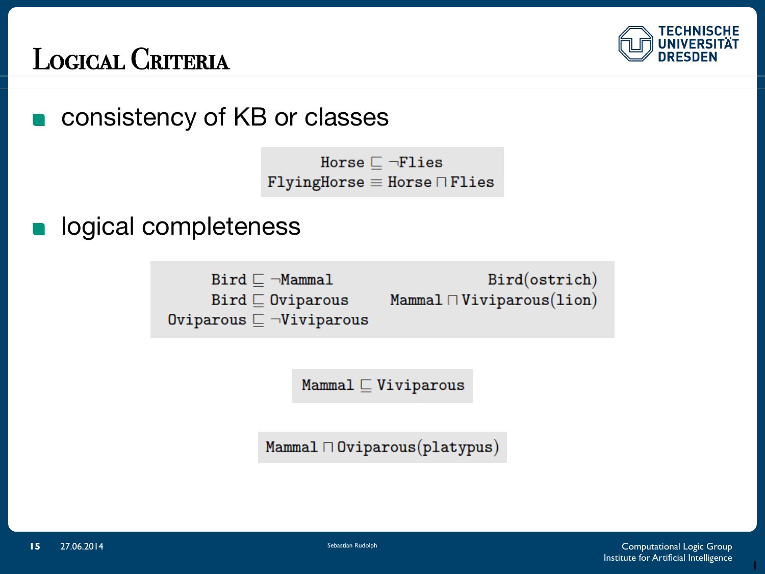# Logical Criteria

- consistency of KB or classes

$$\mathtt{Horse} \sqsubseteq \neg\mathtt{Flies}$$
$$\mathtt{FlyingHorse} \equiv \mathtt{Horse} \sqcap \mathtt{Flies}$$

- logical completeness

$$\mathtt{Bird} \sqsubseteq \neg\mathtt{Mammal} \qquad \mathtt{Bird}(\mathtt{ostrich})$$
$$\mathtt{Bird} \sqsubseteq \mathtt{Oviparous} \qquad \mathtt{Mammal} \sqcap \mathtt{Viviparous}(\mathtt{lion})$$
$$\mathtt{Oviparous} \sqsubseteq \neg\mathtt{Viviparous}$$

$$\mathtt{Mammal} \sqsubseteq \mathtt{Viviparous}$$

$$\mathtt{Mammal} \sqcap \mathtt{Oviparous}(\mathtt{platypus})$$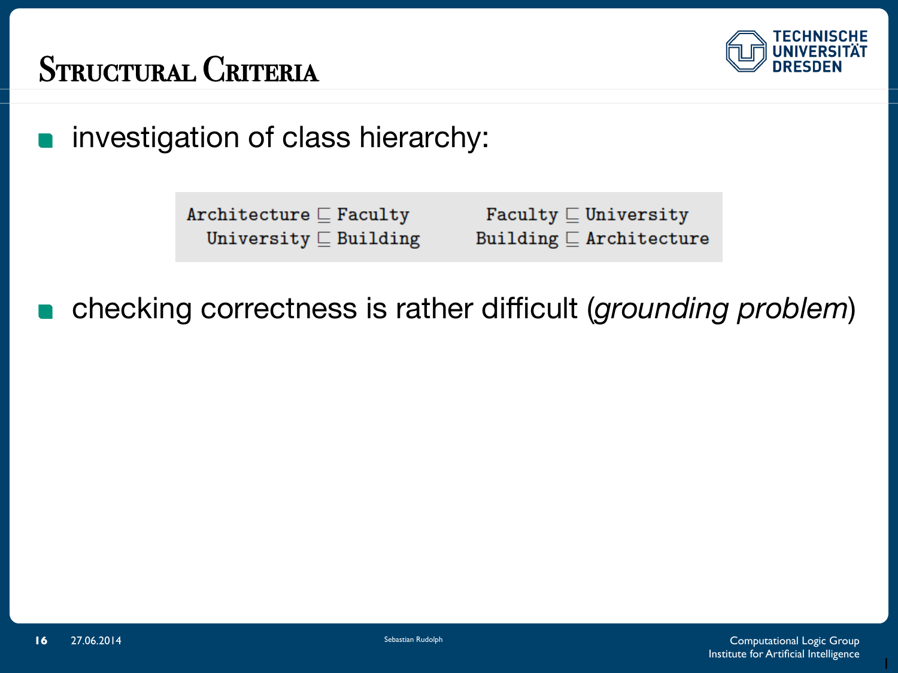# Structural Criteria

- investigation of class hierarchy:

$$\mathtt{Architecture} \sqsubseteq \mathtt{Faculty} \qquad \mathtt{Faculty} \sqsubseteq \mathtt{University}$$
$$\mathtt{University} \sqsubseteq \mathtt{Building} \qquad \mathtt{Building} \sqsubseteq \mathtt{Architecture}$$

- checking correctness is rather difficult (*grounding problem*)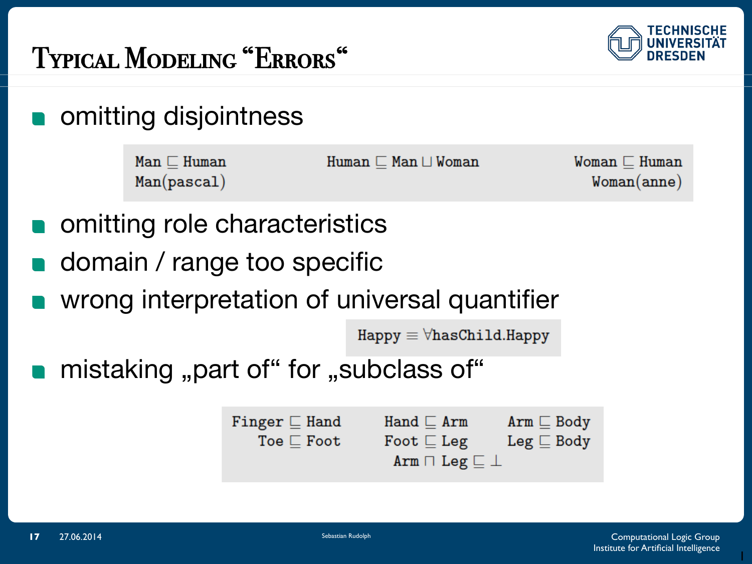# Typical Modeling "Errors"

- omitting disjointness

$$\mathtt{Man} \sqsubseteq \mathtt{Human} \qquad \mathtt{Human} \sqsubseteq \mathtt{Man} \sqcup \mathtt{Woman} \qquad \mathtt{Woman} \sqsubseteq \mathtt{Human}$$

$$\mathtt{Man(pascal)} \qquad \mathtt{Woman(anne)}$$

- omitting role characteristics
- domain / range too specific
- wrong interpretation of universal quantifier

$$\mathtt{Happy} \equiv \forall \mathtt{hasChild}.\mathtt{Happy}$$

- mistaking „part of" for „subclass of"

$$\mathtt{Finger} \sqsubseteq \mathtt{Hand} \qquad \mathtt{Hand} \sqsubseteq \mathtt{Arm} \qquad \mathtt{Arm} \sqsubseteq \mathtt{Body}$$

$$\mathtt{Toe} \sqsubseteq \mathtt{Foot} \qquad \mathtt{Foot} \sqsubseteq \mathtt{Leg} \qquad \mathtt{Leg} \sqsubseteq \mathtt{Body}$$

$$\mathtt{Arm} \sqcap \mathtt{Leg} \sqsubseteq \bot$$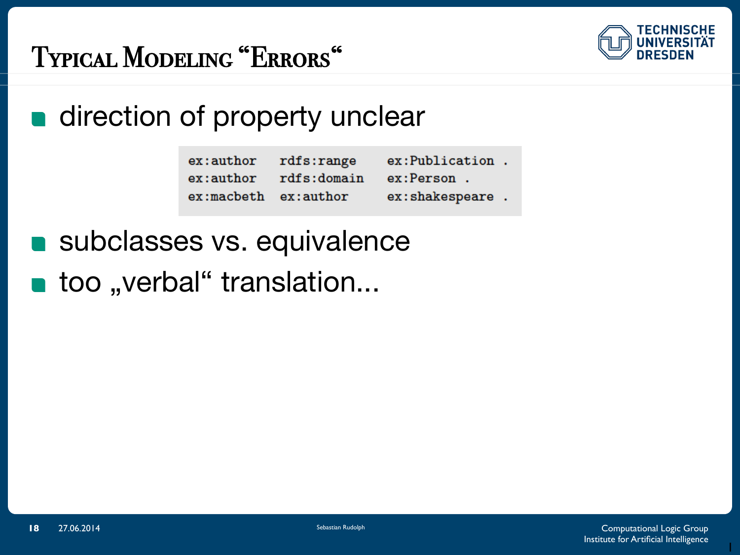# Typical Modeling "Errors"

- direction of property unclear

```
ex:author   rdfs:range    ex:Publication .
ex:author   rdfs:domain   ex:Person .
ex:macbeth  ex:author     ex:shakespeare .
```

- subclasses vs. equivalence
- too „verbal" translation...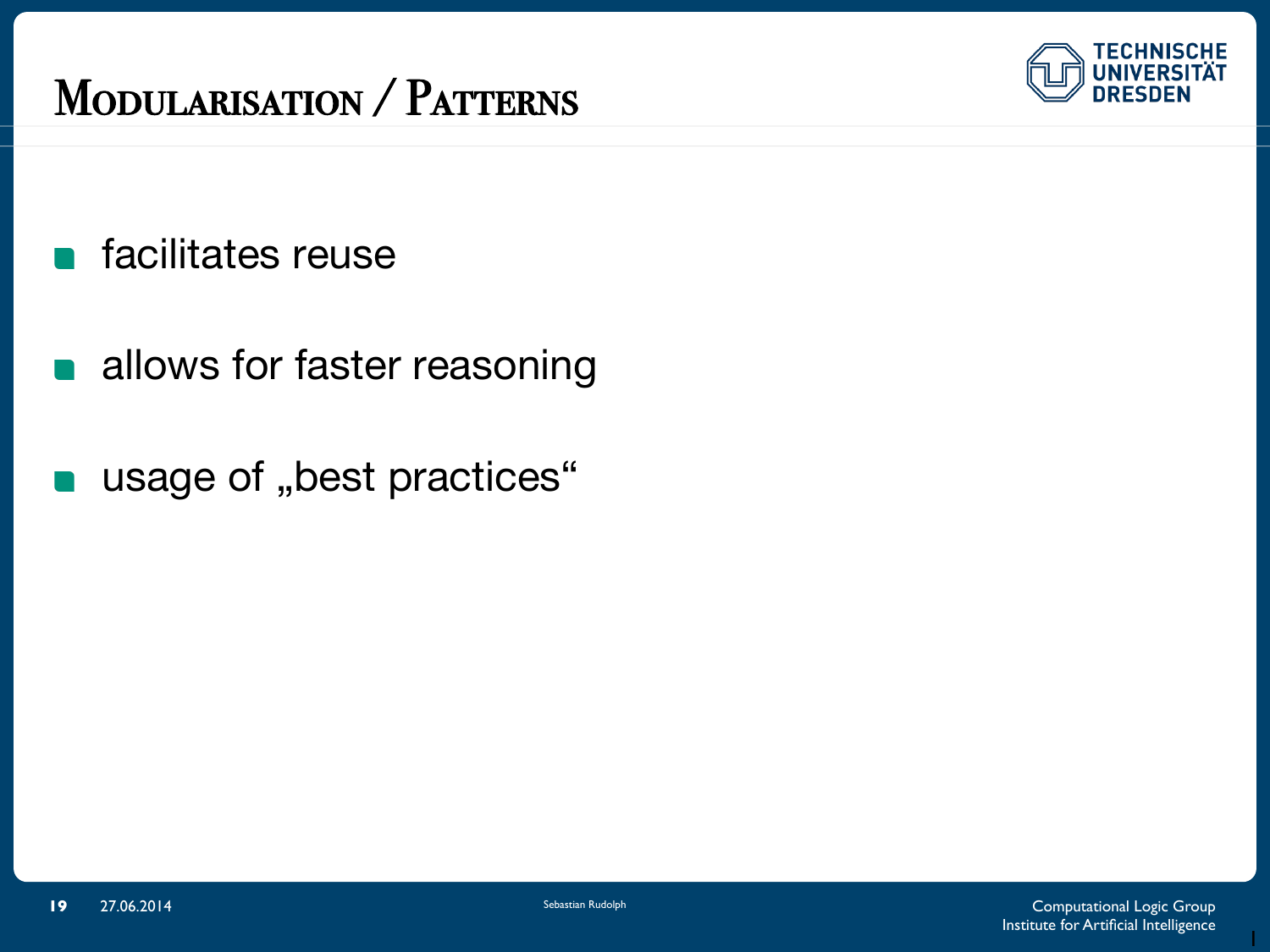# Modularisation / Patterns

- facilitates reuse
- allows for faster reasoning
- usage of „best practices“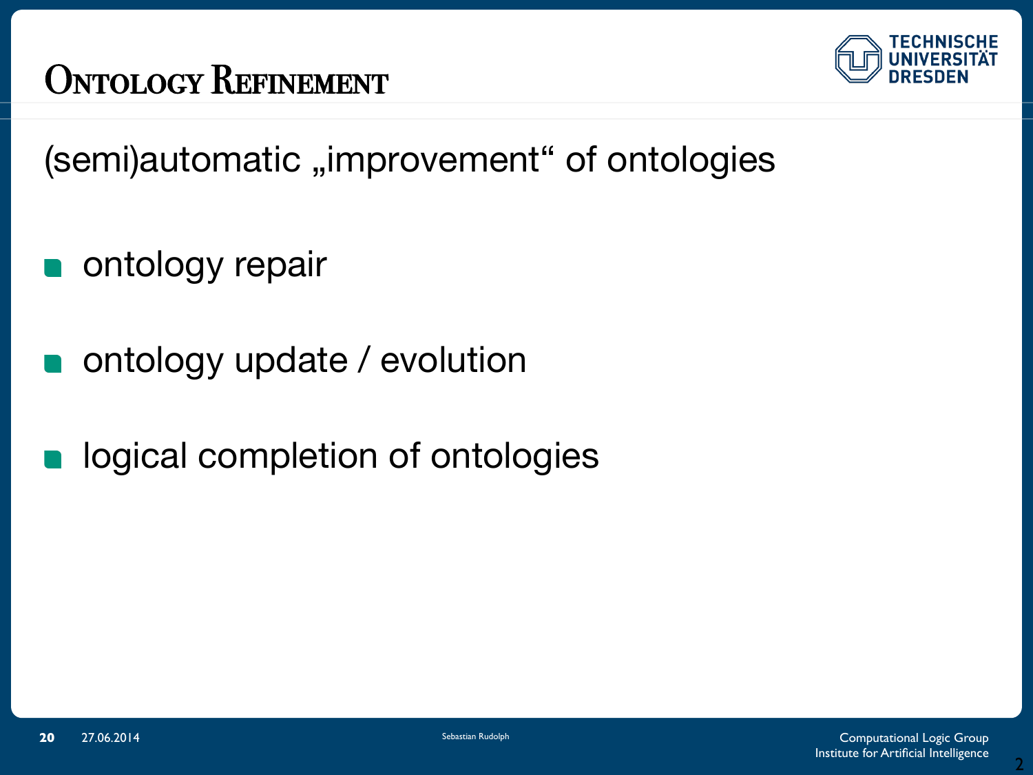# Ontology Refinement

(semi)automatic „improvement“ of ontologies

- ontology repair
- ontology update / evolution
- logical completion of ontologies